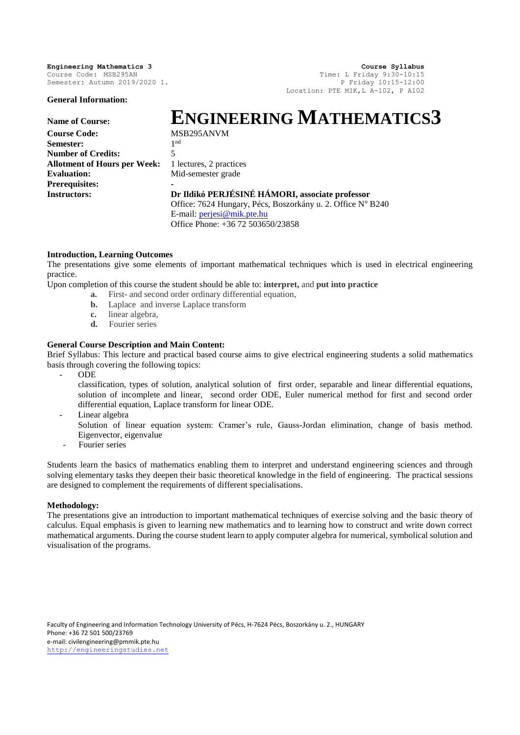**Engineering Mathematics 3**
Course Code: MSB295AN
Semester: Autumn 2019/2020 1.

**Course Syllabus**
Time: L Friday 9:30-10:15
P Friday 10:15-12:00
Location: PTE MIK,L A-102, P A102

**General Information:**

| | |
|---|---|
| **Name of Course:** | **ENGINEERING MATHEMATICS3** |
| **Course Code:** | MSB295ANVM |
| **Semester:** | 1st |
| **Number of Credits:** | 5 |
| **Allotment of Hours per Week:** | 1 lectures, 2 practices |
| **Evaluation:** | Mid-semester grade |
| **Prerequisites:** | - |
| **Instructors:** | **Dr Ildikó PERJÉSINÉ HÁMORI, associate professor**<br>Office: 7624 Hungary, Pécs, Boszorkány u. 2. Office Nº B240<br>E-mail: perjesi@mik.pte.hu<br>Office Phone: +36 72 503650/23858 |

**Introduction, Learning Outcomes**

The presentations give some elements of important mathematical techniques which is used in electrical engineering practice.

Upon completion of this course the student should be able to: **interpret,** and **put into practice**

- **a.** First- and second order ordinary differential equation,
- **b.** Laplace and inverse Laplace transform
- **c.** linear algebra,
- **d.** Fourier series

**General Course Description and Main Content:**

Brief Syllabus: This lecture and practical based course aims to give electrical engineering students a solid mathematics basis through covering the following topics:

- ODE
  classification, types of solution, analytical solution of first order, separable and linear differential equations, solution of incomplete and linear, second order ODE, Euler numerical method for first and second order differential equation, Laplace transform for linear ODE.
- Linear algebra
  Solution of linear equation system: Cramer's rule, Gauss-Jordan elimination, change of basis method. Eigenvector, eigenvalue
- Fourier series

Students learn the basics of mathematics enabling them to interpret and understand engineering sciences and through solving elementary tasks they deepen their basic theoretical knowledge in the field of engineering. The practical sessions are designed to complement the requirements of different specialisations.

**Methodology:**

The presentations give an introduction to important mathematical techniques of exercise solving and the basic theory of calculus. Equal emphasis is given to learning new mathematics and to learning how to construct and write down correct mathematical arguments. During the course student learn to apply computer algebra for numerical, symbolical solution and visualisation of the programs.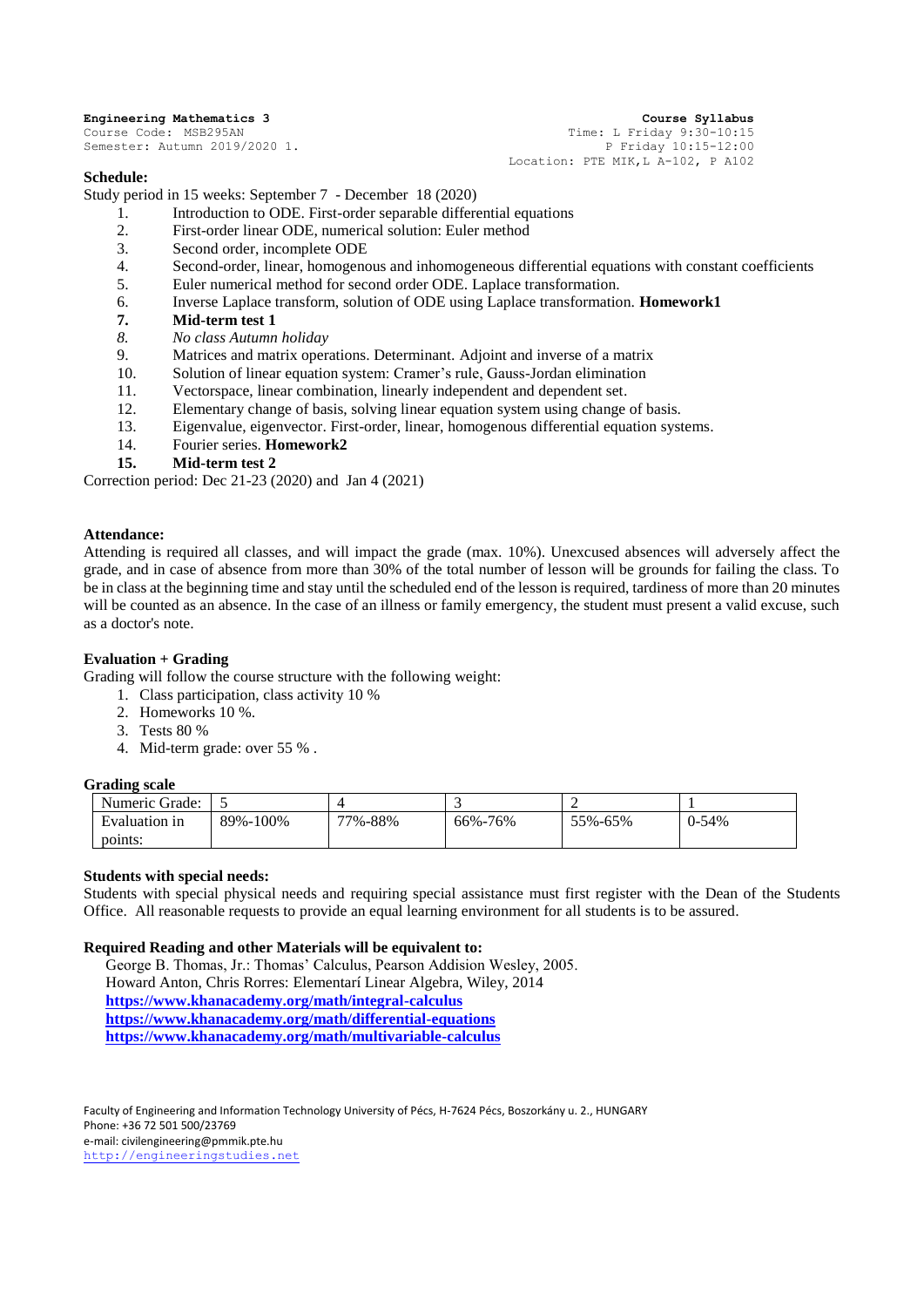**Engineering Mathematics 3**
Course Code: MSB295AN
Semester: Autumn 2019/2020 1.

**Course Syllabus**
Time: L Friday 9:30-10:15
P Friday 10:15-12:00
Location: PTE MIK,L A-102, P A102

## Schedule:

Study period in 15 weeks: September 7 - December 18 (2020)

1. Introduction to ODE. First-order separable differential equations
2. First-order linear ODE, numerical solution: Euler method
3. Second order, incomplete ODE
4. Second-order, linear, homogenous and inhomogeneous differential equations with constant coefficients
5. Euler numerical method for second order ODE. Laplace transformation.
6. Inverse Laplace transform, solution of ODE using Laplace transformation. **Homework1**
7. **Mid-term test 1**
8. *No class Autumn holiday*
9. Matrices and matrix operations. Determinant. Adjoint and inverse of a matrix
10. Solution of linear equation system: Cramer's rule, Gauss-Jordan elimination
11. Vectorspace, linear combination, linearly independent and dependent set.
12. Elementary change of basis, solving linear equation system using change of basis.
13. Eigenvalue, eigenvector. First-order, linear, homogenous differential equation systems.
14. Fourier series. **Homework2**
15. **Mid-term test 2**

Correction period: Dec 21-23 (2020) and Jan 4 (2021)

## Attendance:

Attending is required all classes, and will impact the grade (max. 10%). Unexcused absences will adversely affect the grade, and in case of absence from more than 30% of the total number of lesson will be grounds for failing the class. To be in class at the beginning time and stay until the scheduled end of the lesson is required, tardiness of more than 20 minutes will be counted as an absence. In the case of an illness or family emergency, the student must present a valid excuse, such as a doctor's note.

## Evaluation + Grading

Grading will follow the course structure with the following weight:

1. Class participation, class activity 10 %
2. Homeworks 10 %.
3. Tests 80 %
4. Mid-term grade: over 55 % .

## Grading scale

| Numeric Grade: | 5 | 4 | 3 | 2 | 1 |
|---|---|---|---|---|---|
| Evaluation in points: | 89%-100% | 77%-88% | 66%-76% | 55%-65% | 0-54% |

## Students with special needs:

Students with special physical needs and requiring special assistance must first register with the Dean of the Students Office. All reasonable requests to provide an equal learning environment for all students is to be assured.

## Required Reading and other Materials will be equivalent to:

George B. Thomas, Jr.: Thomas' Calculus, Pearson Addision Wesley, 2005.
Howard Anton, Chris Rorres: Elementarí Linear Algebra, Wiley, 2014
**https://www.khanacademy.org/math/integral-calculus**
**https://www.khanacademy.org/math/differential-equations**
**https://www.khanacademy.org/math/multivariable-calculus**

Faculty of Engineering and Information Technology University of Pécs, H-7624 Pécs, Boszorkány u. 2., HUNGARY
Phone: +36 72 501 500/23769
e-mail: civilengineering@pmmik.pte.hu
http://engineeringstudies.net